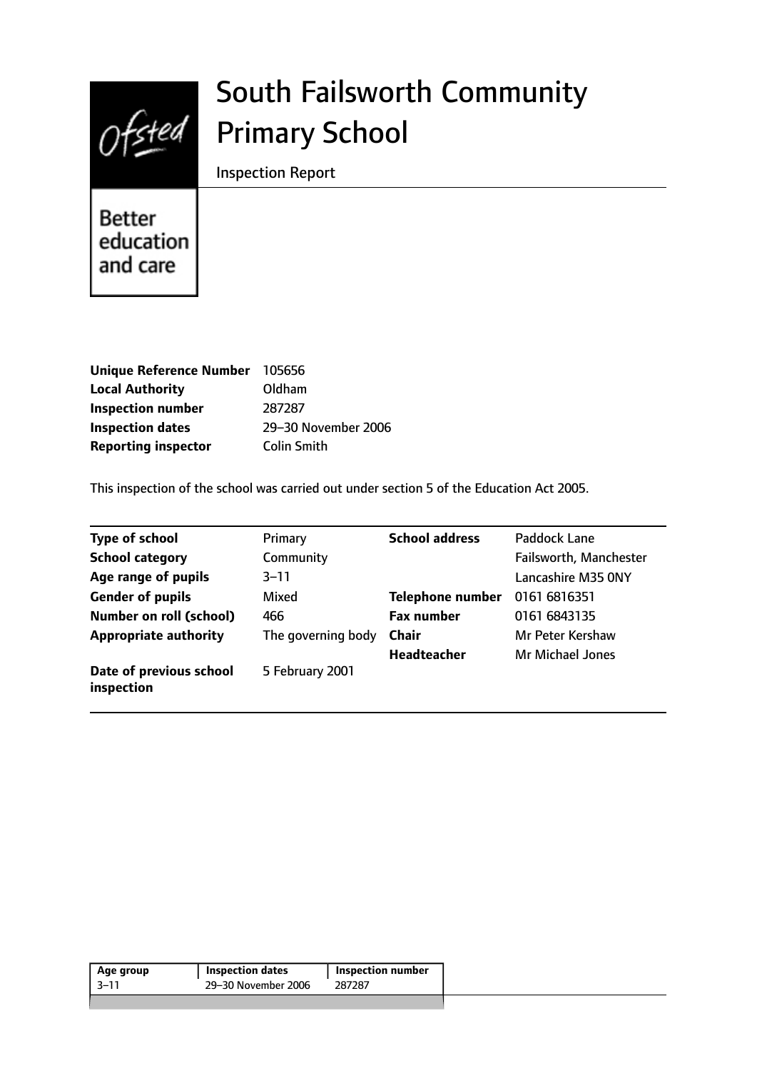# South Failsworth Community Primary School

Inspection Report

Better education and care

| | |
|---|---|
| **Unique Reference Number** | 105656 |
| **Local Authority** | Oldham |
| **Inspection number** | 287287 |
| **Inspection dates** | 29–30 November 2006 |
| **Reporting inspector** | Colin Smith |

This inspection of the school was carried out under section 5 of the Education Act 2005.

| | | | |
|---|---|---|---|
| **Type of school** | Primary | **School address** | Paddock Lane |
| **School category** | Community | | Failsworth, Manchester |
| **Age range of pupils** | 3–11 | | Lancashire M35 0NY |
| **Gender of pupils** | Mixed | **Telephone number** | 0161 6816351 |
| **Number on roll (school)** | 466 | **Fax number** | 0161 6843135 |
| **Appropriate authority** | The governing body | **Chair** | Mr Peter Kershaw |
| | | **Headteacher** | Mr Michael Jones |
| **Date of previous school inspection** | 5 February 2001 | | |

| Age group | Inspection dates | Inspection number |
|---|---|---|
| 3–11 | 29–30 November 2006 | 287287 |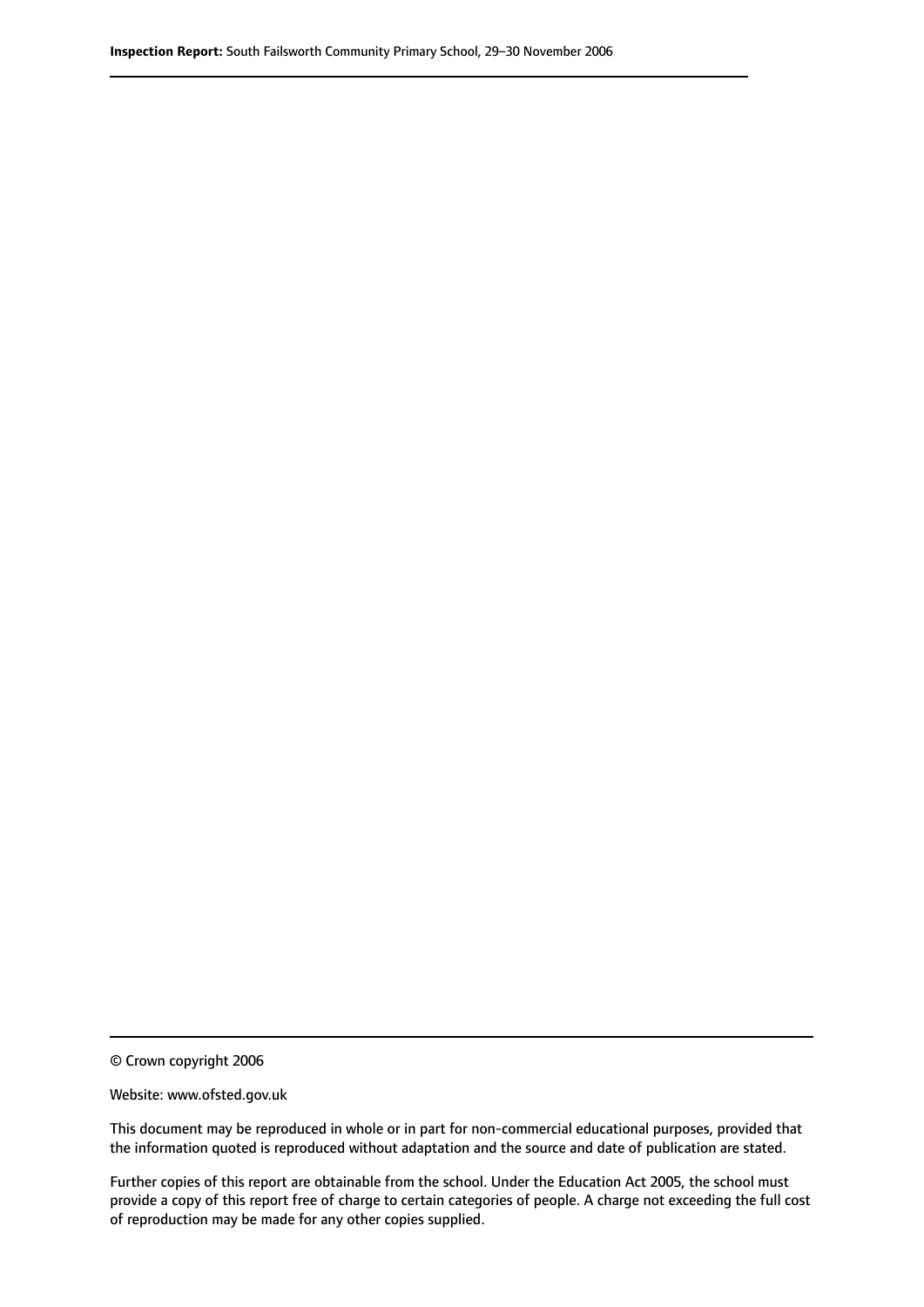© Crown copyright 2006

Website: www.ofsted.gov.uk

This document may be reproduced in whole or in part for non-commercial educational purposes, provided that the information quoted is reproduced without adaptation and the source and date of publication are stated.

Further copies of this report are obtainable from the school. Under the Education Act 2005, the school must provide a copy of this report free of charge to certain categories of people. A charge not exceeding the full cost of reproduction may be made for any other copies supplied.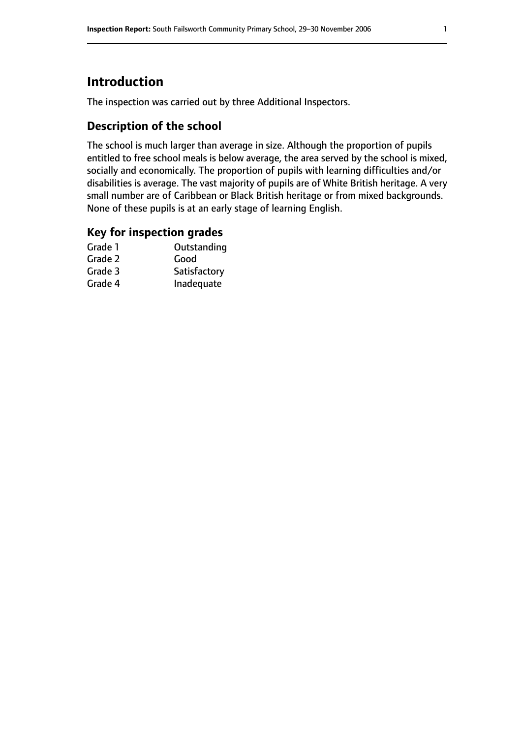# Introduction

The inspection was carried out by three Additional Inspectors.

## Description of the school

The school is much larger than average in size. Although the proportion of pupils entitled to free school meals is below average, the area served by the school is mixed, socially and economically. The proportion of pupils with learning difficulties and/or disabilities is average. The vast majority of pupils are of White British heritage. A very small number are of Caribbean or Black British heritage or from mixed backgrounds. None of these pupils is at an early stage of learning English.

## Key for inspection grades

| | |
|---|---|
| Grade 1 | Outstanding |
| Grade 2 | Good |
| Grade 3 | Satisfactory |
| Grade 4 | Inadequate |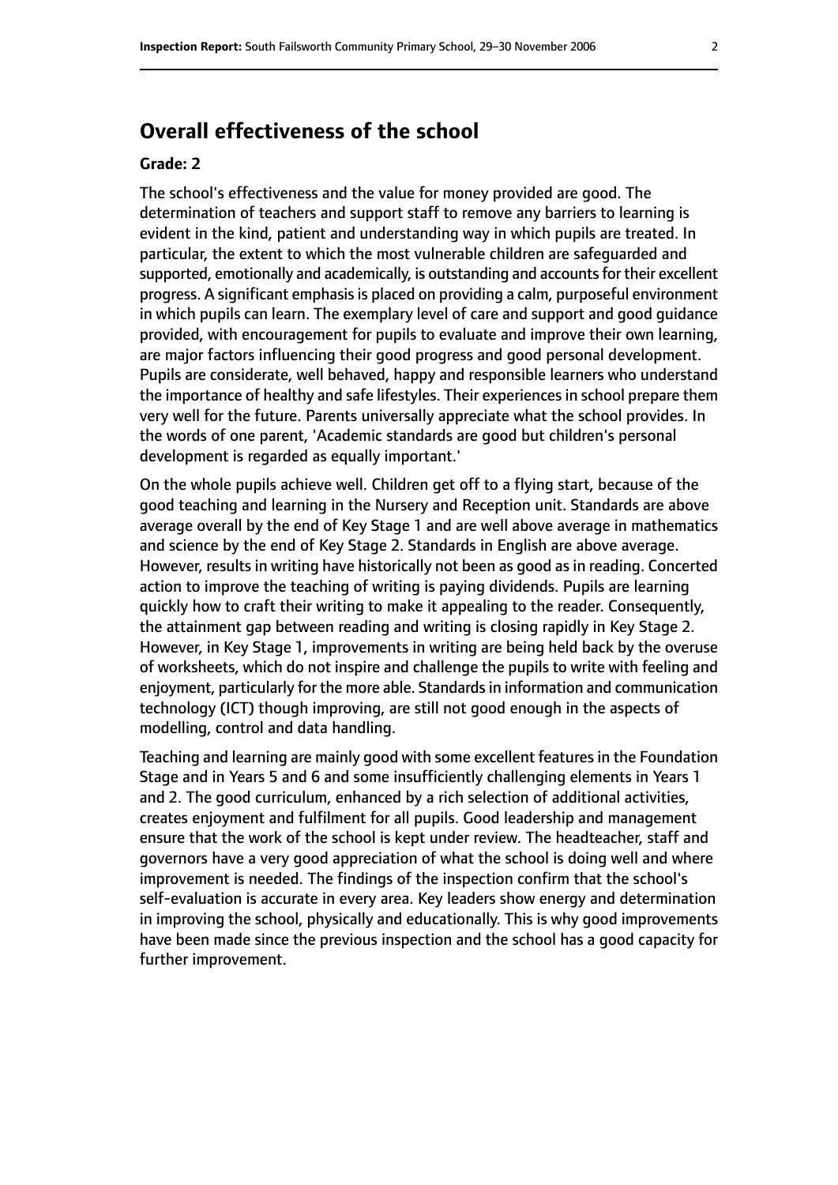## Overall effectiveness of the school

**Grade: 2**

The school's effectiveness and the value for money provided are good. The determination of teachers and support staff to remove any barriers to learning is evident in the kind, patient and understanding way in which pupils are treated. In particular, the extent to which the most vulnerable children are safeguarded and supported, emotionally and academically, is outstanding and accounts for their excellent progress. A significant emphasis is placed on providing a calm, purposeful environment in which pupils can learn. The exemplary level of care and support and good guidance provided, with encouragement for pupils to evaluate and improve their own learning, are major factors influencing their good progress and good personal development. Pupils are considerate, well behaved, happy and responsible learners who understand the importance of healthy and safe lifestyles. Their experiences in school prepare them very well for the future. Parents universally appreciate what the school provides. In the words of one parent, 'Academic standards are good but children's personal development is regarded as equally important.'

On the whole pupils achieve well. Children get off to a flying start, because of the good teaching and learning in the Nursery and Reception unit. Standards are above average overall by the end of Key Stage 1 and are well above average in mathematics and science by the end of Key Stage 2. Standards in English are above average. However, results in writing have historically not been as good as in reading. Concerted action to improve the teaching of writing is paying dividends. Pupils are learning quickly how to craft their writing to make it appealing to the reader. Consequently, the attainment gap between reading and writing is closing rapidly in Key Stage 2. However, in Key Stage 1, improvements in writing are being held back by the overuse of worksheets, which do not inspire and challenge the pupils to write with feeling and enjoyment, particularly for the more able. Standards in information and communication technology (ICT) though improving, are still not good enough in the aspects of modelling, control and data handling.

Teaching and learning are mainly good with some excellent features in the Foundation Stage and in Years 5 and 6 and some insufficiently challenging elements in Years 1 and 2. The good curriculum, enhanced by a rich selection of additional activities, creates enjoyment and fulfilment for all pupils. Good leadership and management ensure that the work of the school is kept under review. The headteacher, staff and governors have a very good appreciation of what the school is doing well and where improvement is needed. The findings of the inspection confirm that the school's self-evaluation is accurate in every area. Key leaders show energy and determination in improving the school, physically and educationally. This is why good improvements have been made since the previous inspection and the school has a good capacity for further improvement.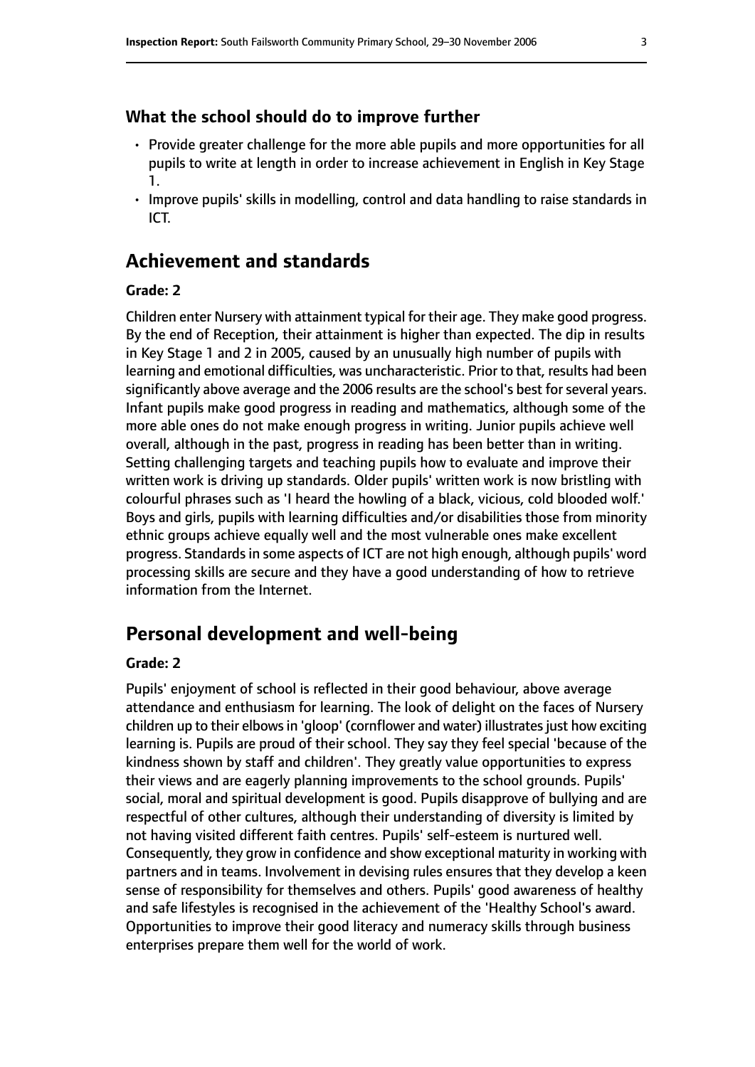### What the school should do to improve further

- Provide greater challenge for the more able pupils and more opportunities for all pupils to write at length in order to increase achievement in English in Key Stage 1.
- Improve pupils' skills in modelling, control and data handling to raise standards in ICT.

## Achievement and standards

#### Grade: 2

Children enter Nursery with attainment typical for their age. They make good progress. By the end of Reception, their attainment is higher than expected. The dip in results in Key Stage 1 and 2 in 2005, caused by an unusually high number of pupils with learning and emotional difficulties, was uncharacteristic. Prior to that, results had been significantly above average and the 2006 results are the school's best for several years. Infant pupils make good progress in reading and mathematics, although some of the more able ones do not make enough progress in writing. Junior pupils achieve well overall, although in the past, progress in reading has been better than in writing. Setting challenging targets and teaching pupils how to evaluate and improve their written work is driving up standards. Older pupils' written work is now bristling with colourful phrases such as 'I heard the howling of a black, vicious, cold blooded wolf.' Boys and girls, pupils with learning difficulties and/or disabilities those from minority ethnic groups achieve equally well and the most vulnerable ones make excellent progress. Standards in some aspects of ICT are not high enough, although pupils' word processing skills are secure and they have a good understanding of how to retrieve information from the Internet.

## Personal development and well-being

#### Grade: 2

Pupils' enjoyment of school is reflected in their good behaviour, above average attendance and enthusiasm for learning. The look of delight on the faces of Nursery children up to their elbows in 'gloop' (cornflower and water) illustrates just how exciting learning is. Pupils are proud of their school. They say they feel special 'because of the kindness shown by staff and children'. They greatly value opportunities to express their views and are eagerly planning improvements to the school grounds. Pupils' social, moral and spiritual development is good. Pupils disapprove of bullying and are respectful of other cultures, although their understanding of diversity is limited by not having visited different faith centres. Pupils' self-esteem is nurtured well. Consequently, they grow in confidence and show exceptional maturity in working with partners and in teams. Involvement in devising rules ensures that they develop a keen sense of responsibility for themselves and others. Pupils' good awareness of healthy and safe lifestyles is recognised in the achievement of the 'Healthy School's award. Opportunities to improve their good literacy and numeracy skills through business enterprises prepare them well for the world of work.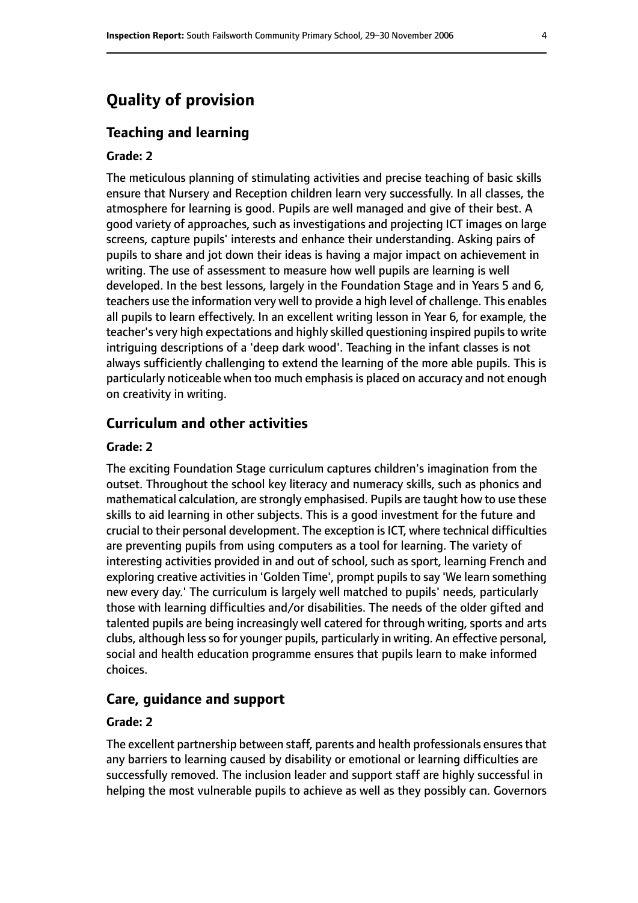# Quality of provision

## Teaching and learning

### Grade: 2

The meticulous planning of stimulating activities and precise teaching of basic skills ensure that Nursery and Reception children learn very successfully. In all classes, the atmosphere for learning is good. Pupils are well managed and give of their best. A good variety of approaches, such as investigations and projecting ICT images on large screens, capture pupils' interests and enhance their understanding. Asking pairs of pupils to share and jot down their ideas is having a major impact on achievement in writing. The use of assessment to measure how well pupils are learning is well developed. In the best lessons, largely in the Foundation Stage and in Years 5 and 6, teachers use the information very well to provide a high level of challenge. This enables all pupils to learn effectively. In an excellent writing lesson in Year 6, for example, the teacher's very high expectations and highly skilled questioning inspired pupils to write intriguing descriptions of a 'deep dark wood'. Teaching in the infant classes is not always sufficiently challenging to extend the learning of the more able pupils. This is particularly noticeable when too much emphasis is placed on accuracy and not enough on creativity in writing.

## Curriculum and other activities

### Grade: 2

The exciting Foundation Stage curriculum captures children's imagination from the outset. Throughout the school key literacy and numeracy skills, such as phonics and mathematical calculation, are strongly emphasised. Pupils are taught how to use these skills to aid learning in other subjects. This is a good investment for the future and crucial to their personal development. The exception is ICT, where technical difficulties are preventing pupils from using computers as a tool for learning. The variety of interesting activities provided in and out of school, such as sport, learning French and exploring creative activities in 'Golden Time', prompt pupils to say 'We learn something new every day.' The curriculum is largely well matched to pupils' needs, particularly those with learning difficulties and/or disabilities. The needs of the older gifted and talented pupils are being increasingly well catered for through writing, sports and arts clubs, although less so for younger pupils, particularly in writing. An effective personal, social and health education programme ensures that pupils learn to make informed choices.

## Care, guidance and support

### Grade: 2

The excellent partnership between staff, parents and health professionals ensures that any barriers to learning caused by disability or emotional or learning difficulties are successfully removed. The inclusion leader and support staff are highly successful in helping the most vulnerable pupils to achieve as well as they possibly can. Governors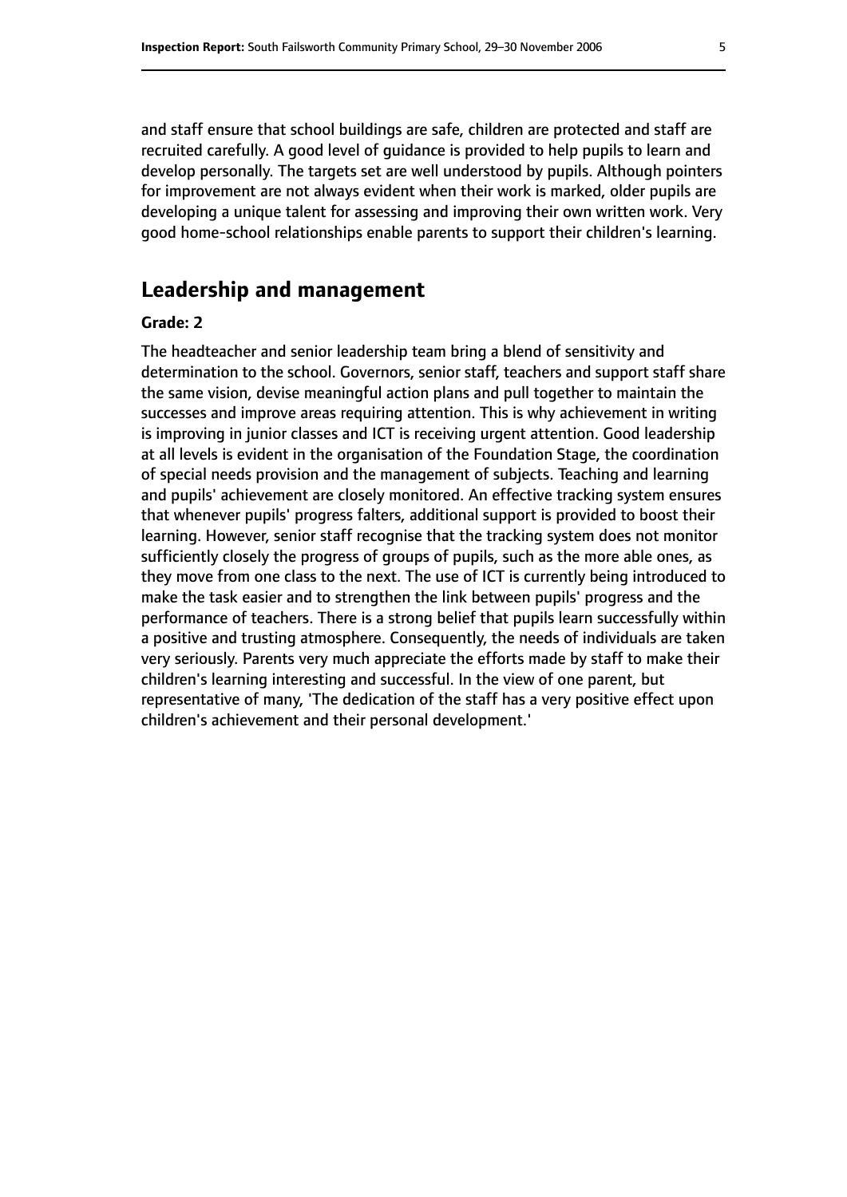and staff ensure that school buildings are safe, children are protected and staff are recruited carefully. A good level of guidance is provided to help pupils to learn and develop personally. The targets set are well understood by pupils. Although pointers for improvement are not always evident when their work is marked, older pupils are developing a unique talent for assessing and improving their own written work. Very good home-school relationships enable parents to support their children's learning.

## Leadership and management

#### Grade: 2

The headteacher and senior leadership team bring a blend of sensitivity and determination to the school. Governors, senior staff, teachers and support staff share the same vision, devise meaningful action plans and pull together to maintain the successes and improve areas requiring attention. This is why achievement in writing is improving in junior classes and ICT is receiving urgent attention. Good leadership at all levels is evident in the organisation of the Foundation Stage, the coordination of special needs provision and the management of subjects. Teaching and learning and pupils' achievement are closely monitored. An effective tracking system ensures that whenever pupils' progress falters, additional support is provided to boost their learning. However, senior staff recognise that the tracking system does not monitor sufficiently closely the progress of groups of pupils, such as the more able ones, as they move from one class to the next. The use of ICT is currently being introduced to make the task easier and to strengthen the link between pupils' progress and the performance of teachers. There is a strong belief that pupils learn successfully within a positive and trusting atmosphere. Consequently, the needs of individuals are taken very seriously. Parents very much appreciate the efforts made by staff to make their children's learning interesting and successful. In the view of one parent, but representative of many, 'The dedication of the staff has a very positive effect upon children's achievement and their personal development.'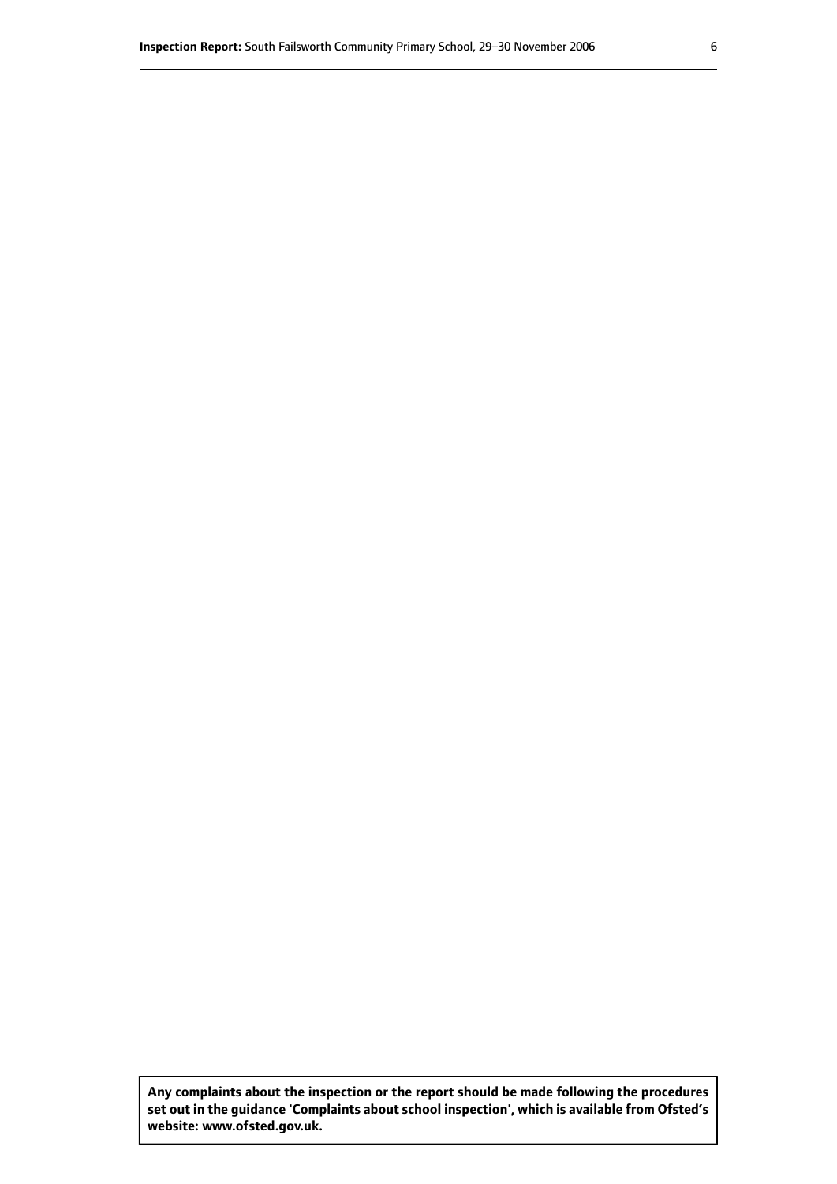**Any complaints about the inspection or the report should be made following the procedures set out in the guidance 'Complaints about school inspection', which is available from Ofsted's website: www.ofsted.gov.uk.**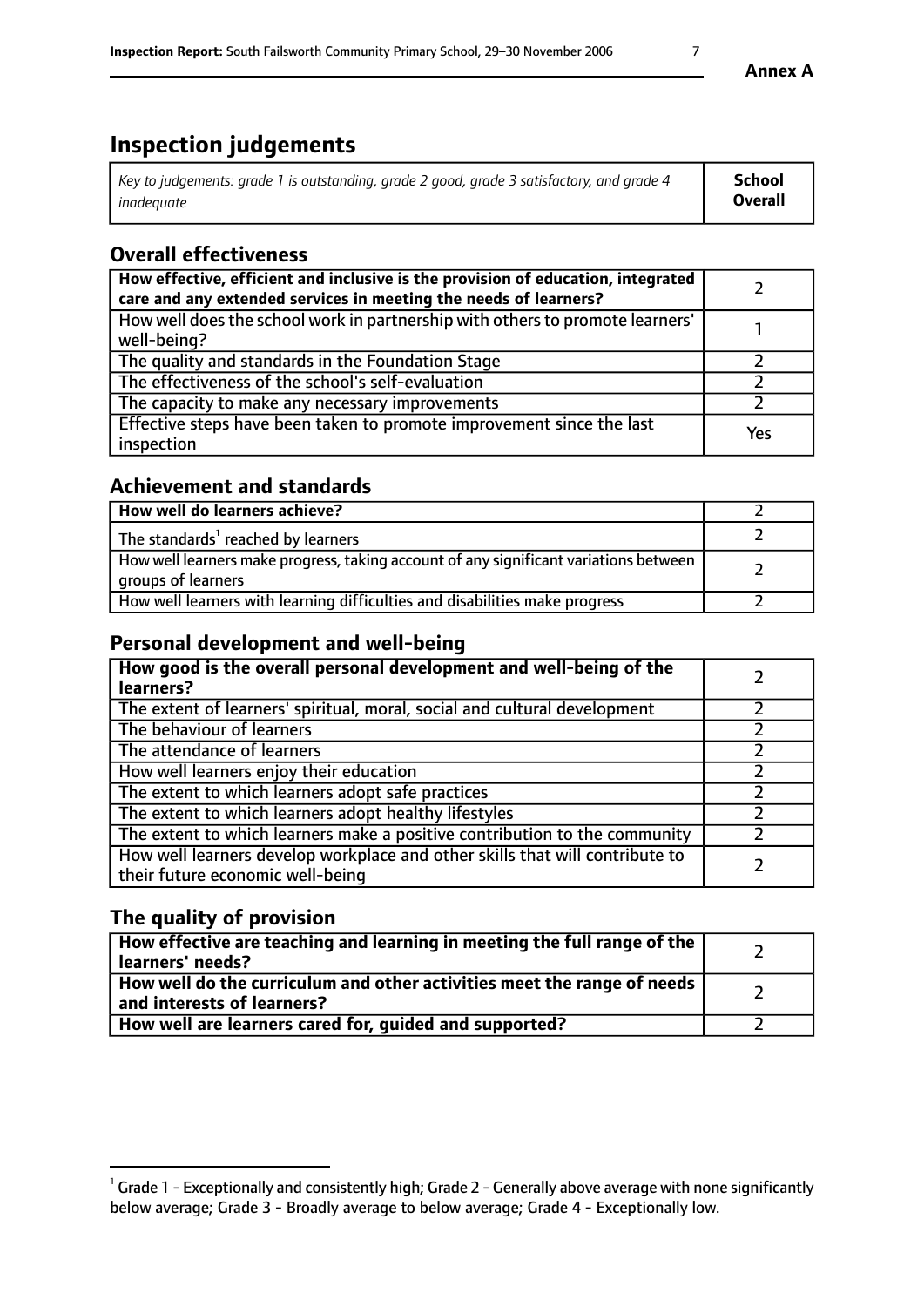# Inspection judgements

| *Key to judgements: grade 1 is outstanding, grade 2 good, grade 3 satisfactory, and grade 4 inadequate* | **School Overall** |
|---|---|

## Overall effectiveness

| | |
|---|---|
| **How effective, efficient and inclusive is the provision of education, integrated care and any extended services in meeting the needs of learners?** | 2 |
| How well does the school work in partnership with others to promote learners' well-being? | 1 |
| The quality and standards in the Foundation Stage | 2 |
| The effectiveness of the school's self-evaluation | 2 |
| The capacity to make any necessary improvements | 2 |
| Effective steps have been taken to promote improvement since the last inspection | Yes |

## Achievement and standards

| | |
|---|---|
| **How well do learners achieve?** | 2 |
| The standards[1] reached by learners | 2 |
| How well learners make progress, taking account of any significant variations between groups of learners | 2 |
| How well learners with learning difficulties and disabilities make progress | 2 |

## Personal development and well-being

| | |
|---|---|
| **How good is the overall personal development and well-being of the learners?** | 2 |
| The extent of learners' spiritual, moral, social and cultural development | 2 |
| The behaviour of learners | 2 |
| The attendance of learners | 2 |
| How well learners enjoy their education | 2 |
| The extent to which learners adopt safe practices | 2 |
| The extent to which learners adopt healthy lifestyles | 2 |
| The extent to which learners make a positive contribution to the community | 2 |
| How well learners develop workplace and other skills that will contribute to their future economic well-being | 2 |

## The quality of provision

| | |
|---|---|
| **How effective are teaching and learning in meeting the full range of the learners' needs?** | 2 |
| **How well do the curriculum and other activities meet the range of needs and interests of learners?** | 2 |
| **How well are learners cared for, guided and supported?** | 2 |

[1] Grade 1 - Exceptionally and consistently high; Grade 2 - Generally above average with none significantly below average; Grade 3 - Broadly average to below average; Grade 4 - Exceptionally low.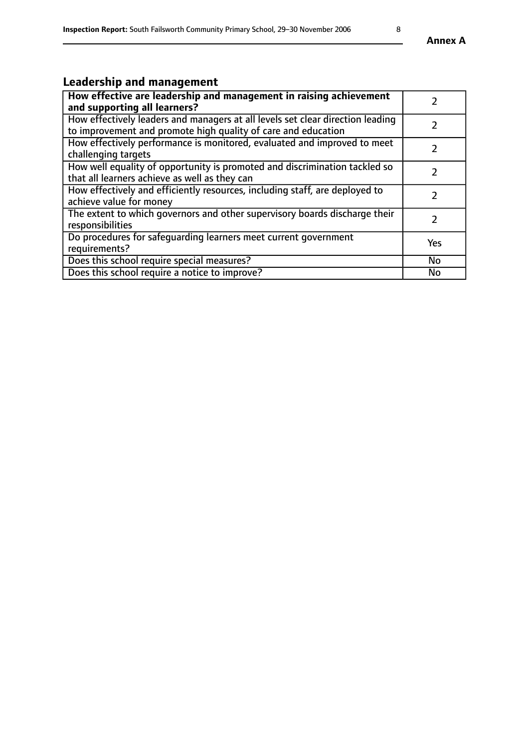## Leadership and management

| **How effective are leadership and management in raising achievement and supporting all learners?** | 2 |
|---|---|
| How effectively leaders and managers at all levels set clear direction leading to improvement and promote high quality of care and education | 2 |
| How effectively performance is monitored, evaluated and improved to meet challenging targets | 2 |
| How well equality of opportunity is promoted and discrimination tackled so that all learners achieve as well as they can | 2 |
| How effectively and efficiently resources, including staff, are deployed to achieve value for money | 2 |
| The extent to which governors and other supervisory boards discharge their responsibilities | 2 |
| Do procedures for safeguarding learners meet current government requirements? | Yes |
| Does this school require special measures? | No |
| Does this school require a notice to improve? | No |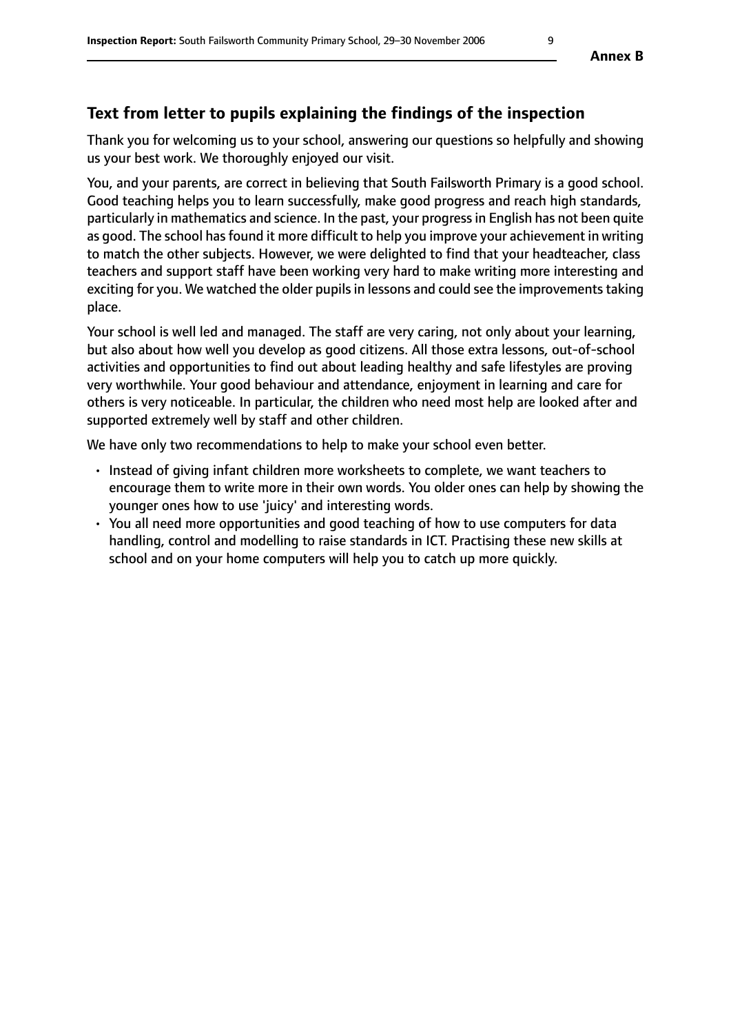## Text from letter to pupils explaining the findings of the inspection

Thank you for welcoming us to your school, answering our questions so helpfully and showing us your best work. We thoroughly enjoyed our visit.

You, and your parents, are correct in believing that South Failsworth Primary is a good school. Good teaching helps you to learn successfully, make good progress and reach high standards, particularly in mathematics and science. In the past, your progress in English has not been quite as good. The school has found it more difficult to help you improve your achievement in writing to match the other subjects. However, we were delighted to find that your headteacher, class teachers and support staff have been working very hard to make writing more interesting and exciting for you. We watched the older pupils in lessons and could see the improvements taking place.

Your school is well led and managed. The staff are very caring, not only about your learning, but also about how well you develop as good citizens. All those extra lessons, out-of-school activities and opportunities to find out about leading healthy and safe lifestyles are proving very worthwhile. Your good behaviour and attendance, enjoyment in learning and care for others is very noticeable. In particular, the children who need most help are looked after and supported extremely well by staff and other children.

We have only two recommendations to help to make your school even better.

- Instead of giving infant children more worksheets to complete, we want teachers to encourage them to write more in their own words. You older ones can help by showing the younger ones how to use 'juicy' and interesting words.
- You all need more opportunities and good teaching of how to use computers for data handling, control and modelling to raise standards in ICT. Practising these new skills at school and on your home computers will help you to catch up more quickly.